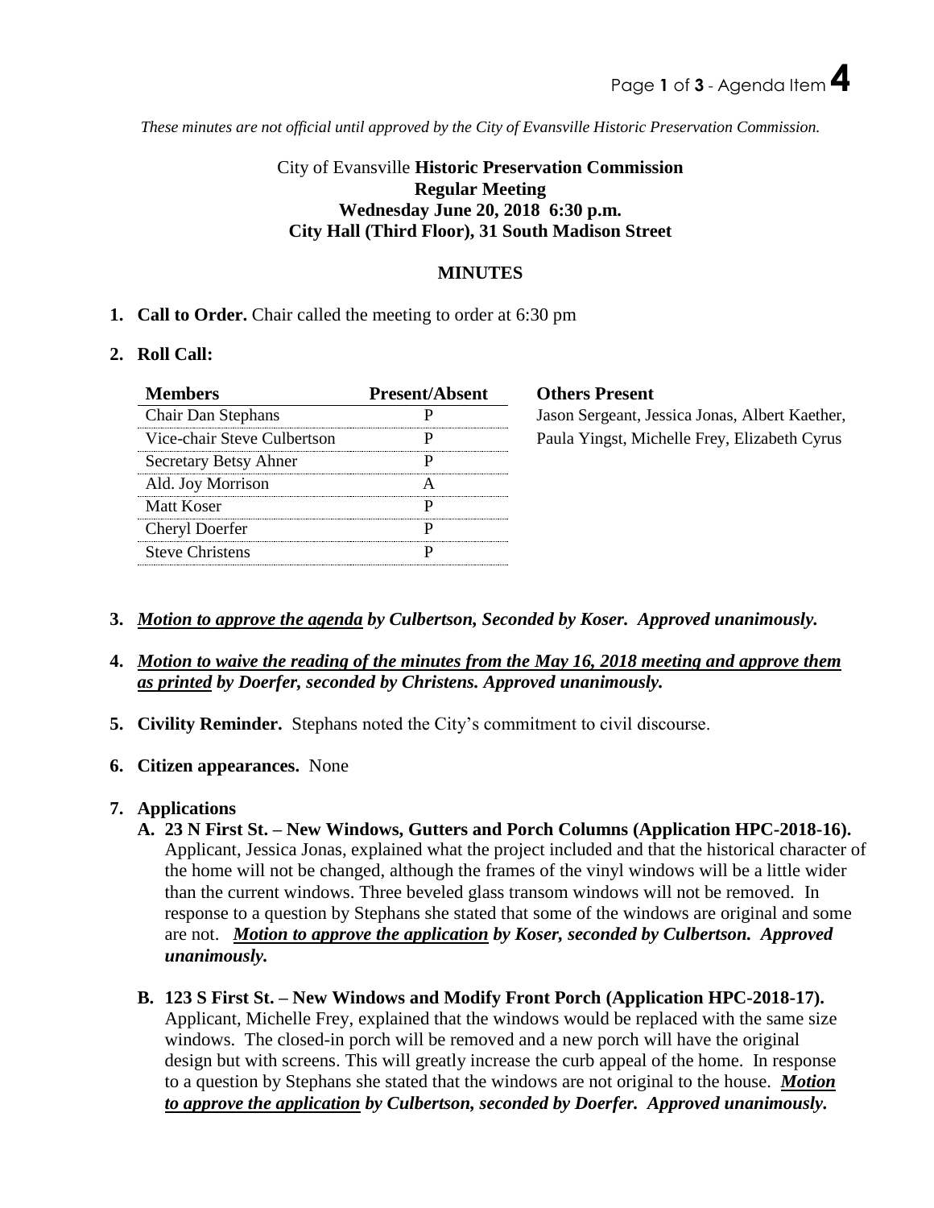*These minutes are not official until approved by the City of Evansville Historic Preservation Commission.*

City of Evansville **Historic Preservation Commission**
**Regular Meeting**
**Wednesday June 20, 2018 6:30 p.m.**
**City Hall (Third Floor), 31 South Madison Street**

## MINUTES

1. **Call to Order.** Chair called the meeting to order at 6:30 pm

2. **Roll Call:**

| Members | Present/Absent |
|---|---|
| Chair Dan Stephans | P |
| Vice-chair Steve Culbertson | P |
| Secretary Betsy Ahner | P |
| Ald. Joy Morrison | A |
| Matt Koser | P |
| Cheryl Doerfer | P |
| Steve Christens | P |

**Others Present**
Jason Sergeant, Jessica Jonas, Albert Kaether, Paula Yingst, Michelle Frey, Elizabeth Cyrus

3. ***Motion to approve the agenda by Culbertson, Seconded by Koser. Approved unanimously.***

4. ***Motion to waive the reading of the minutes from the May 16, 2018 meeting and approve them as printed by Doerfer, seconded by Christens. Approved unanimously.***

5. **Civility Reminder.** Stephans noted the City's commitment to civil discourse.

6. **Citizen appearances.** None

7. **Applications**

   **A. 23 N First St. – New Windows, Gutters and Porch Columns (Application HPC-2018-16).** Applicant, Jessica Jonas, explained what the project included and that the historical character of the home will not be changed, although the frames of the vinyl windows will be a little wider than the current windows. Three beveled glass transom windows will not be removed. In response to a question by Stephans she stated that some of the windows are original and some are not. ***Motion to approve the application by Koser, seconded by Culbertson. Approved unanimously.***

   **B. 123 S First St. – New Windows and Modify Front Porch (Application HPC-2018-17).** Applicant, Michelle Frey, explained that the windows would be replaced with the same size windows. The closed-in porch will be removed and a new porch will have the original design but with screens. This will greatly increase the curb appeal of the home. In response to a question by Stephans she stated that the windows are not original to the house. ***Motion to approve the application by Culbertson, seconded by Doerfer. Approved unanimously.***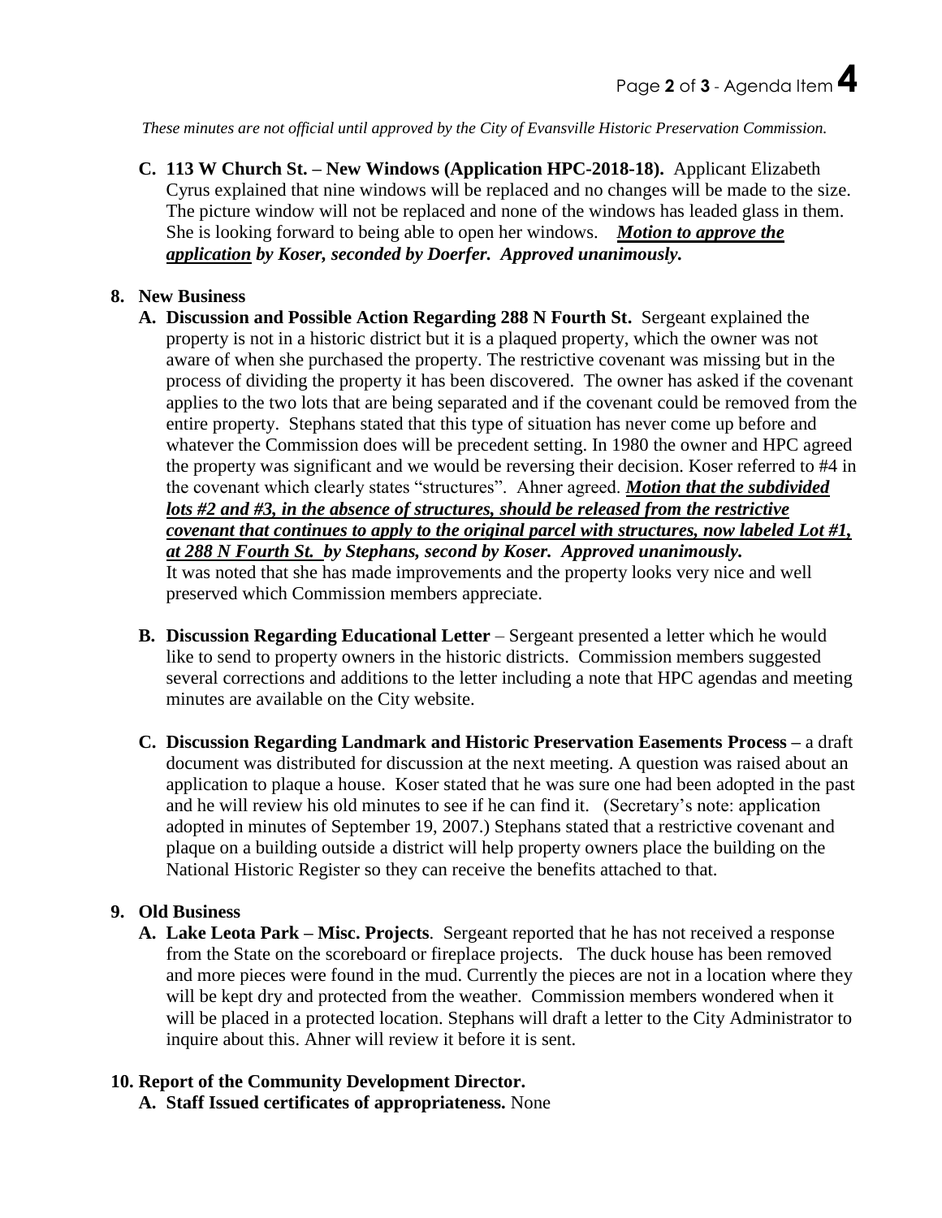*These minutes are not official until approved by the City of Evansville Historic Preservation Commission.*

**C. 113 W Church St. – New Windows (Application HPC-2018-18).** Applicant Elizabeth Cyrus explained that nine windows will be replaced and no changes will be made to the size. The picture window will not be replaced and none of the windows has leaded glass in them. She is looking forward to being able to open her windows. ***Motion to approve the application* by Koser, seconded by Doerfer. Approved unanimously.**

**8. New Business**

**A. Discussion and Possible Action Regarding 288 N Fourth St.** Sergeant explained the property is not in a historic district but it is a plaqued property, which the owner was not aware of when she purchased the property. The restrictive covenant was missing but in the process of dividing the property it has been discovered. The owner has asked if the covenant applies to the two lots that are being separated and if the covenant could be removed from the entire property. Stephans stated that this type of situation has never come up before and whatever the Commission does will be precedent setting. In 1980 the owner and HPC agreed the property was significant and we would be reversing their decision. Koser referred to #4 in the covenant which clearly states "structures". Ahner agreed. ***Motion that the subdivided lots #2 and #3, in the absence of structures, should be released from the restrictive covenant that continues to apply to the original parcel with structures, now labeled Lot #1, at 288 N Fourth St.* by Stephans, second by Koser. Approved unanimously.**
It was noted that she has made improvements and the property looks very nice and well preserved which Commission members appreciate.

**B. Discussion Regarding Educational Letter** – Sergeant presented a letter which he would like to send to property owners in the historic districts. Commission members suggested several corrections and additions to the letter including a note that HPC agendas and meeting minutes are available on the City website.

**C. Discussion Regarding Landmark and Historic Preservation Easements Process –** a draft document was distributed for discussion at the next meeting. A question was raised about an application to plaque a house. Koser stated that he was sure one had been adopted in the past and he will review his old minutes to see if he can find it. (Secretary's note: application adopted in minutes of September 19, 2007.) Stephans stated that a restrictive covenant and plaque on a building outside a district will help property owners place the building on the National Historic Register so they can receive the benefits attached to that.

**9. Old Business**

**A. Lake Leota Park – Misc. Projects**. Sergeant reported that he has not received a response from the State on the scoreboard or fireplace projects. The duck house has been removed and more pieces were found in the mud. Currently the pieces are not in a location where they will be kept dry and protected from the weather. Commission members wondered when it will be placed in a protected location. Stephans will draft a letter to the City Administrator to inquire about this. Ahner will review it before it is sent.

**10. Report of the Community Development Director.**

**A. Staff Issued certificates of appropriateness.** None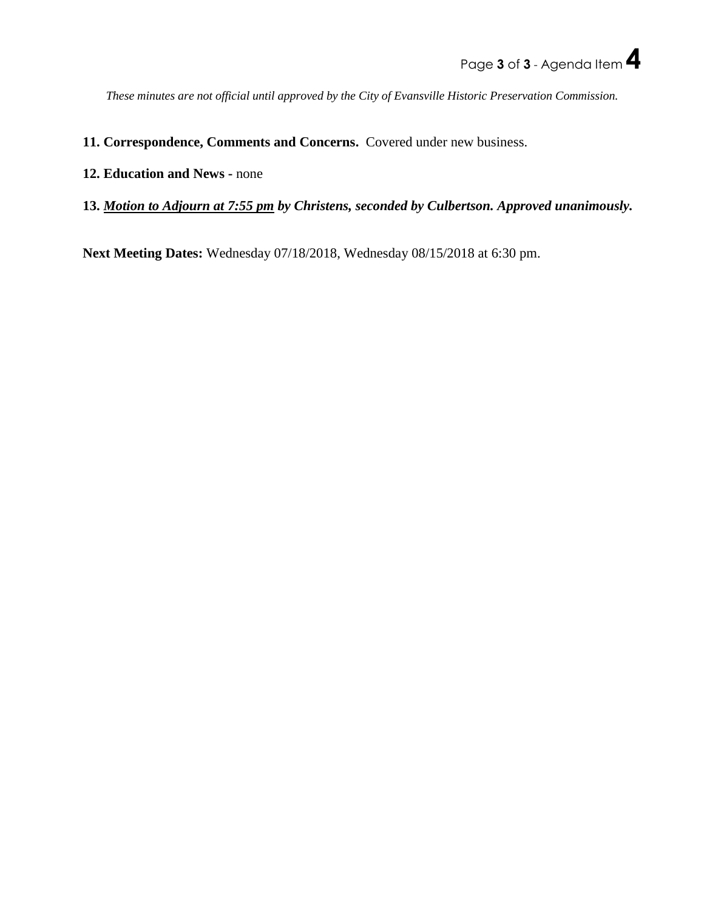*These minutes are not official until approved by the City of Evansville Historic Preservation Commission.*

**11. Correspondence, Comments and Concerns.** Covered under new business.

**12. Education and News -** none

**13. *Motion to Adjourn at 7:55 pm by Christens, seconded by Culbertson. Approved unanimously.***

**Next Meeting Dates:** Wednesday 07/18/2018, Wednesday 08/15/2018 at 6:30 pm.